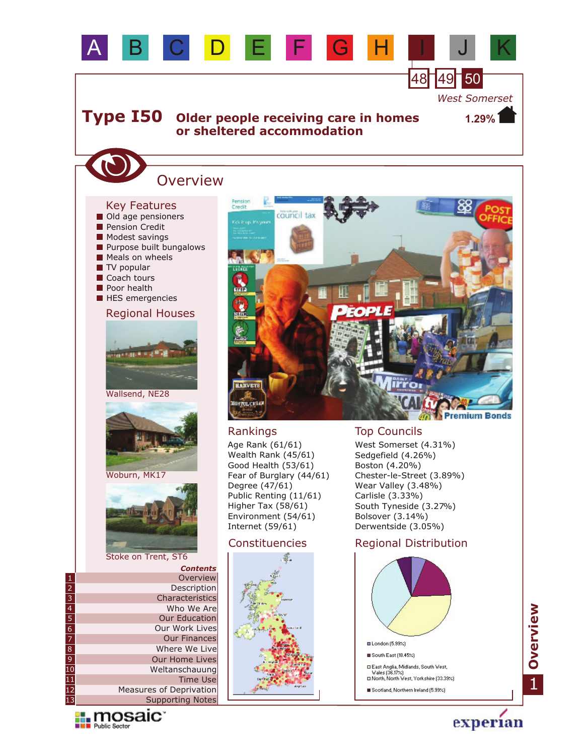A B C D E F G H I J K

48 49 50

West Somerset

# Type I50 Older people receiving care in homes or sheltered accommodation

1.29%

## Overview

### Key Features

- Old age pensioners
- Pension Credit
- Modest savings
- Purpose built bungalows
- Meals on wheels
- TV popular
- Coach tours
- Poor health
- HES emergencies

### Regional Houses

Wallsend, NE28

Woburn, MK17

Stoke on Trent, ST6

### Rankings

Age Rank (61/61)
Wealth Rank (45/61)
Good Health (53/61)
Fear of Burglary (44/61)
Degree (47/61)
Public Renting (11/61)
Higher Tax (58/61)
Environment (54/61)
Internet (59/61)

### Top Councils

West Somerset (4.31%)
Sedgefield (4.26%)
Boston (4.20%)
Chester-le-Street (3.89%)
Wear Valley (3.48%)
Carlisle (3.33%)
South Tyneside (3.27%)
Bolsover (3.14%)
Derwentside (3.05%)

### Constituencies

### Regional Distribution

- London (5.99%)
- South East (18.45%)
- East Anglia, Midlands, South West, Wales (36.17%)
- North, North West, Yorkshire (33.39%)
- Scotland, Northern Ireland (5.99%)

*Contents*

1. Overview
2. Description
3. Characteristics
4. Who We Are
5. Our Education
6. Our Work Lives
7. Our Finances
8. Where We Live
9. Our Home Lives
10. Weltanschauung
11. Time Use
12. Measures of Deprivation
13. Supporting Notes

mosaic Public Sector

experian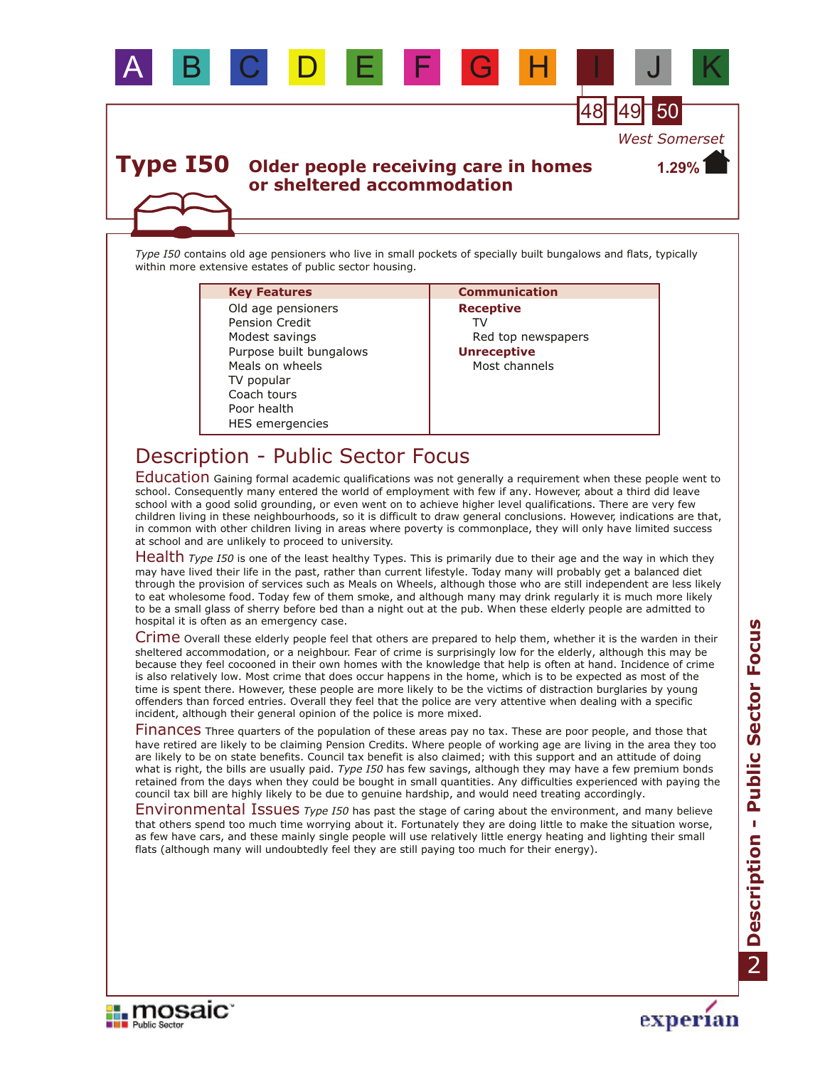# Type I50 Older people receiving care in homes or sheltered accommodation

West Somerset

1.29%

*Type I50* contains old age pensioners who live in small pockets of specially built bungalows and flats, typically within more extensive estates of public sector housing.

| Key Features | Communication |
|---|---|
| Old age pensioners | **Receptive** |
| Pension Credit | TV |
| Modest savings | Red top newspapers |
| Purpose built bungalows | **Unreceptive** |
| Meals on wheels | Most channels |
| TV popular | |
| Coach tours | |
| Poor health | |
| HES emergencies | |

## Description - Public Sector Focus

### Education

Gaining formal academic qualifications was not generally a requirement when these people went to school. Consequently many entered the world of employment with few if any. However, about a third did leave school with a good solid grounding, or even went on to achieve higher level qualifications. There are very few children living in these neighbourhoods, so it is difficult to draw general conclusions. However, indications are that, in common with other children living in areas where poverty is commonplace, they will only have limited success at school and are unlikely to proceed to university.

### Health

*Type I50* is one of the least healthy Types. This is primarily due to their age and the way in which they may have lived their life in the past, rather than current lifestyle. Today many will probably get a balanced diet through the provision of services such as Meals on Wheels, although those who are still independent are less likely to eat wholesome food. Today few of them smoke, and although many may drink regularly it is much more likely to be a small glass of sherry before bed than a night out at the pub. When these elderly people are admitted to hospital it is often as an emergency case.

### Crime

Overall these elderly people feel that others are prepared to help them, whether it is the warden in their sheltered accommodation, or a neighbour. Fear of crime is surprisingly low for the elderly, although this may be because they feel cocooned in their own homes with the knowledge that help is often at hand. Incidence of crime is also relatively low. Most crime that does occur happens in the home, which is to be expected as most of the time is spent there. However, these people are more likely to be the victims of distraction burglaries by young offenders than forced entries. Overall they feel that the police are very attentive when dealing with a specific incident, although their general opinion of the police is more mixed.

### Finances

Three quarters of the population of these areas pay no tax. These are poor people, and those that have retired are likely to be claiming Pension Credits. Where people of working age are living in the area they too are likely to be on state benefits. Council tax benefit is also claimed; with this support and an attitude of doing what is right, the bills are usually paid. *Type I50* has few savings, although they may have a few premium bonds retained from the days when they could be bought in small quantities. Any difficulties experienced with paying the council tax bill are highly likely to be due to genuine hardship, and would need treating accordingly.

### Environmental Issues

*Type I50* has past the stage of caring about the environment, and many believe that others spend too much time worrying about it. Fortunately they are doing little to make the situation worse, as few have cars, and these mainly single people will use relatively little energy heating and lighting their small flats (although many will undoubtedly feel they are still paying too much for their energy).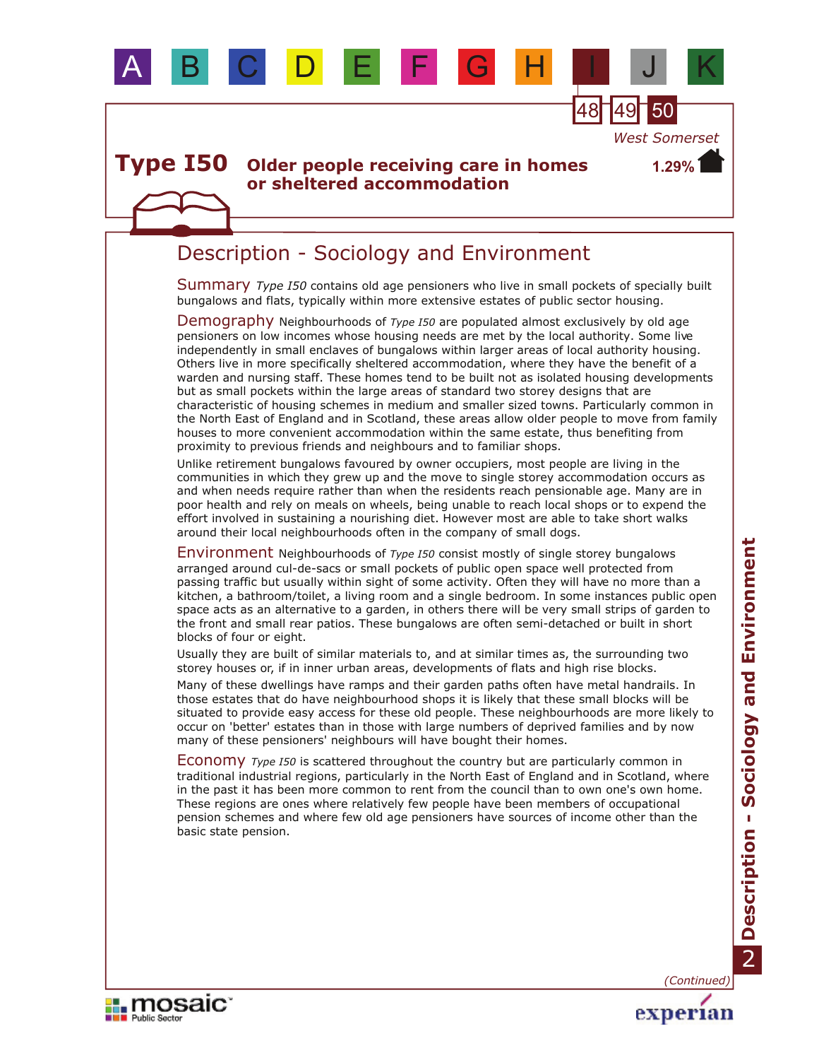A B C D E F G H I J K

48 49 50

West Somerset

1.29%

# Type I50 Older people receiving care in homes or sheltered accommodation

## Description - Sociology and Environment

**Summary** *Type I50* contains old age pensioners who live in small pockets of specially built bungalows and flats, typically within more extensive estates of public sector housing.

**Demography** Neighbourhoods of *Type I50* are populated almost exclusively by old age pensioners on low incomes whose housing needs are met by the local authority. Some live independently in small enclaves of bungalows within larger areas of local authority housing. Others live in more specifically sheltered accommodation, where they have the benefit of a warden and nursing staff. These homes tend to be built not as isolated housing developments but as small pockets within the large areas of standard two storey designs that are characteristic of housing schemes in medium and smaller sized towns. Particularly common in the North East of England and in Scotland, these areas allow older people to move from family houses to more convenient accommodation within the same estate, thus benefiting from proximity to previous friends and neighbours and to familiar shops.

Unlike retirement bungalows favoured by owner occupiers, most people are living in the communities in which they grew up and the move to single storey accommodation occurs as and when needs require rather than when the residents reach pensionable age. Many are in poor health and rely on meals on wheels, being unable to reach local shops or to expend the effort involved in sustaining a nourishing diet. However most are able to take short walks around their local neighbourhoods often in the company of small dogs.

**Environment** Neighbourhoods of *Type I50* consist mostly of single storey bungalows arranged around cul-de-sacs or small pockets of public open space well protected from passing traffic but usually within sight of some activity. Often they will have no more than a kitchen, a bathroom/toilet, a living room and a single bedroom. In some instances public open space acts as an alternative to a garden, in others there will be very small strips of garden to the front and small rear patios. These bungalows are often semi-detached or built in short blocks of four or eight.

Usually they are built of similar materials to, and at similar times as, the surrounding two storey houses or, if in inner urban areas, developments of flats and high rise blocks.

Many of these dwellings have ramps and their garden paths often have metal handrails. In those estates that do have neighbourhood shops it is likely that these small blocks will be situated to provide easy access for these old people. These neighbourhoods are more likely to occur on 'better' estates than in those with large numbers of deprived families and by now many of these pensioners' neighbours will have bought their homes.

**Economy** *Type I50* is scattered throughout the country but are particularly common in traditional industrial regions, particularly in the North East of England and in Scotland, where in the past it has been more common to rent from the council than to own one's own home. These regions are ones where relatively few people have been members of occupational pension schemes and where few old age pensioners have sources of income other than the basic state pension.

*(Continued)*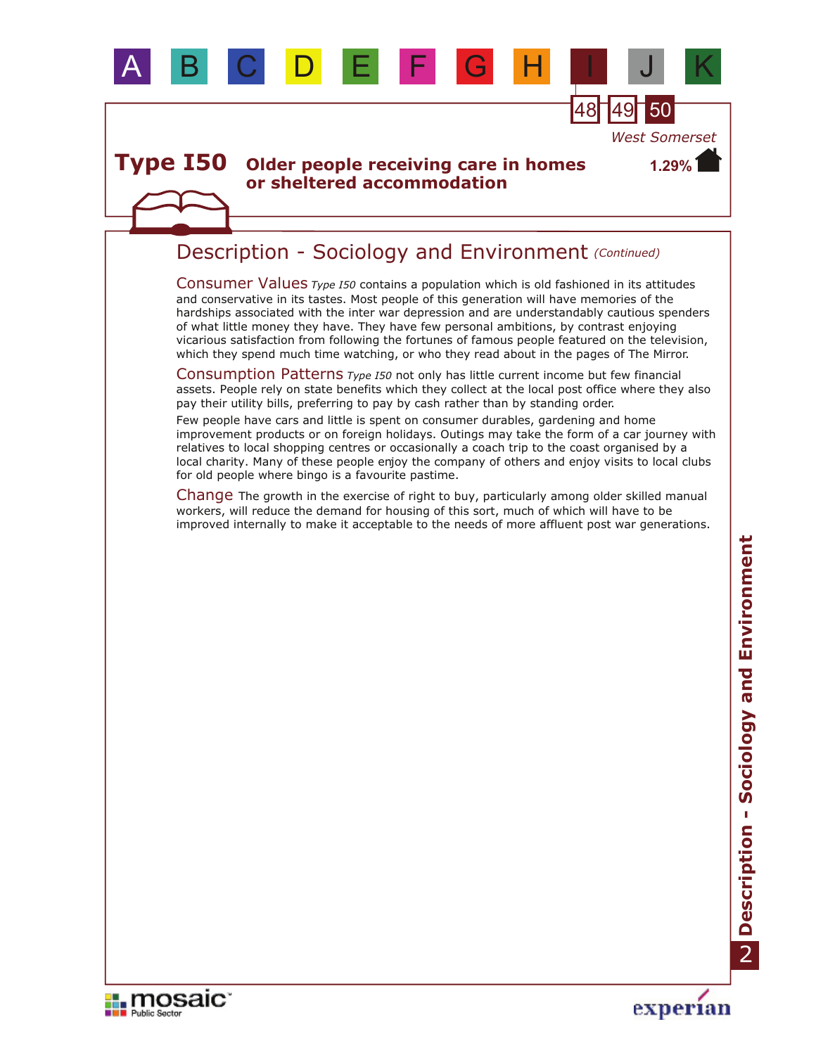# Type I50 Older people receiving care in homes or sheltered accommodation

West Somerset
1.29%

## Description - Sociology and Environment *(Continued)*

**Consumer Values** *Type I50* contains a population which is old fashioned in its attitudes and conservative in its tastes. Most people of this generation will have memories of the hardships associated with the inter war depression and are understandably cautious spenders of what little money they have. They have few personal ambitions, by contrast enjoying vicarious satisfaction from following the fortunes of famous people featured on the television, which they spend much time watching, or who they read about in the pages of The Mirror.

**Consumption Patterns** *Type I50* not only has little current income but few financial assets. People rely on state benefits which they collect at the local post office where they also pay their utility bills, preferring to pay by cash rather than by standing order.

Few people have cars and little is spent on consumer durables, gardening and home improvement products or on foreign holidays. Outings may take the form of a car journey with relatives to local shopping centres or occasionally a coach trip to the coast organised by a local charity. Many of these people enjoy the company of others and enjoy visits to local clubs for old people where bingo is a favourite pastime.

**Change** The growth in the exercise of right to buy, particularly among older skilled manual workers, will reduce the demand for housing of this sort, much of which will have to be improved internally to make it acceptable to the needs of more affluent post war generations.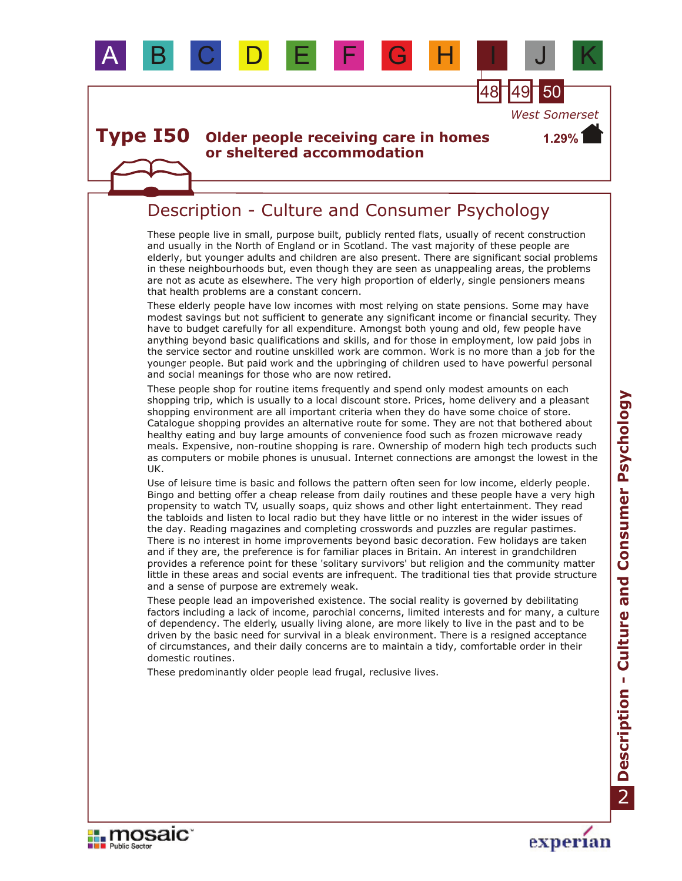A B C D E F G H I J K

48 49 50

*West Somerset*

# Type I50 Older people receiving care in homes or sheltered accommodation

**1.29%**

## Description - Culture and Consumer Psychology

These people live in small, purpose built, publicly rented flats, usually of recent construction and usually in the North of England or in Scotland. The vast majority of these people are elderly, but younger adults and children are also present. There are significant social problems in these neighbourhoods but, even though they are seen as unappealing areas, the problems are not as acute as elsewhere. The very high proportion of elderly, single pensioners means that health problems are a constant concern.

These elderly people have low incomes with most relying on state pensions. Some may have modest savings but not sufficient to generate any significant income or financial security. They have to budget carefully for all expenditure. Amongst both young and old, few people have anything beyond basic qualifications and skills, and for those in employment, low paid jobs in the service sector and routine unskilled work are common. Work is no more than a job for the younger people. But paid work and the upbringing of children used to have powerful personal and social meanings for those who are now retired.

These people shop for routine items frequently and spend only modest amounts on each shopping trip, which is usually to a local discount store. Prices, home delivery and a pleasant shopping environment are all important criteria when they do have some choice of store. Catalogue shopping provides an alternative route for some. They are not that bothered about healthy eating and buy large amounts of convenience food such as frozen microwave ready meals. Expensive, non-routine shopping is rare. Ownership of modern high tech products such as computers or mobile phones is unusual. Internet connections are amongst the lowest in the UK.

Use of leisure time is basic and follows the pattern often seen for low income, elderly people. Bingo and betting offer a cheap release from daily routines and these people have a very high propensity to watch TV, usually soaps, quiz shows and other light entertainment. They read the tabloids and listen to local radio but they have little or no interest in the wider issues of the day. Reading magazines and completing crosswords and puzzles are regular pastimes. There is no interest in home improvements beyond basic decoration. Few holidays are taken and if they are, the preference is for familiar places in Britain. An interest in grandchildren provides a reference point for these 'solitary survivors' but religion and the community matter little in these areas and social events are infrequent. The traditional ties that provide structure and a sense of purpose are extremely weak.

These people lead an impoverished existence. The social reality is governed by debilitating factors including a lack of income, parochial concerns, limited interests and for many, a culture of dependency. The elderly, usually living alone, are more likely to live in the past and to be driven by the basic need for survival in a bleak environment. There is a resigned acceptance of circumstances, and their daily concerns are to maintain a tidy, comfortable order in their domestic routines.

These predominantly older people lead frugal, reclusive lives.